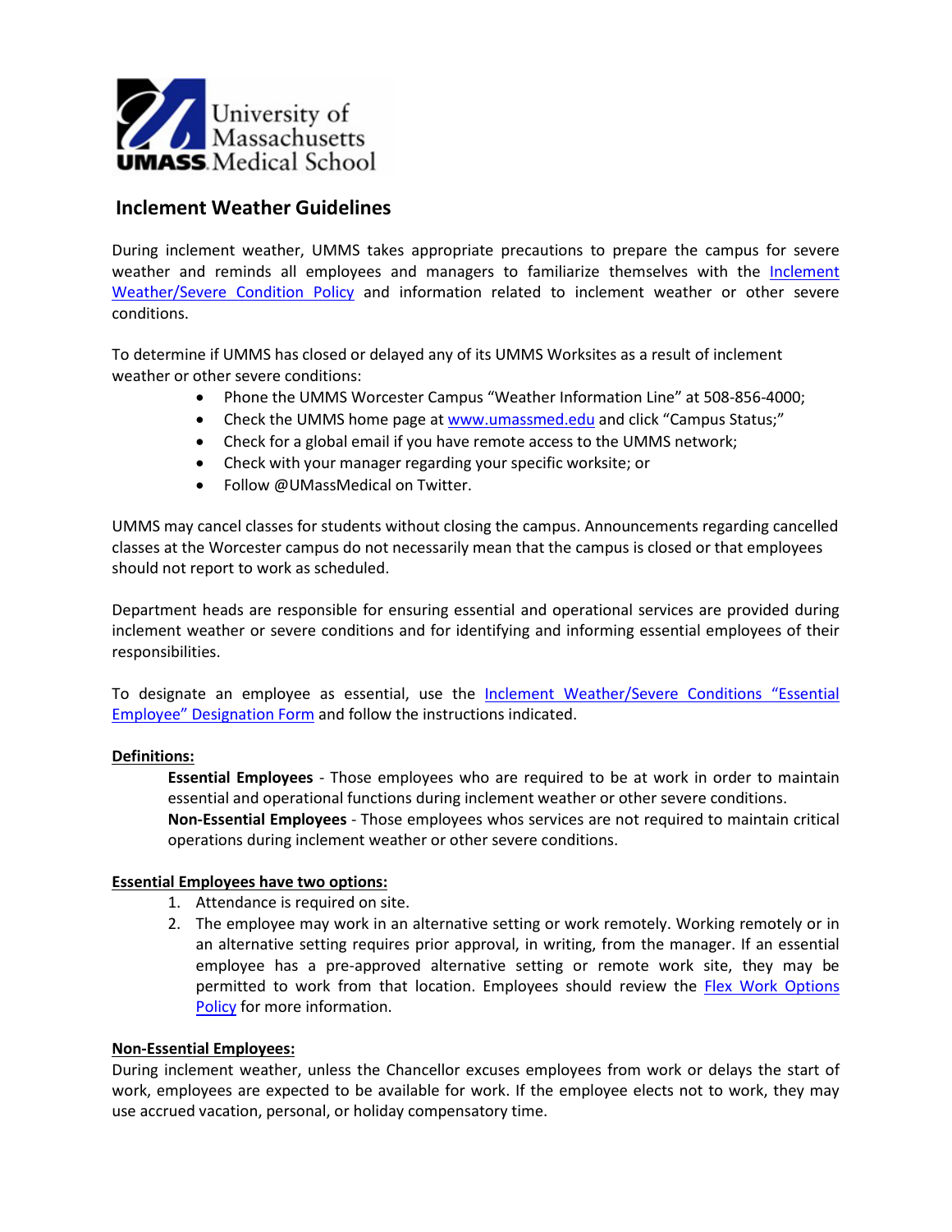University of Massachusetts UMASS Medical School

# Inclement Weather Guidelines

During inclement weather, UMMS takes appropriate precautions to prepare the campus for severe weather and reminds all employees and managers to familiarize themselves with the Inclement Weather/Severe Condition Policy and information related to inclement weather or other severe conditions.

To determine if UMMS has closed or delayed any of its UMMS Worksites as a result of inclement weather or other severe conditions:

- Phone the UMMS Worcester Campus "Weather Information Line" at 508-856-4000;
- Check the UMMS home page at www.umassmed.edu and click "Campus Status;"
- Check for a global email if you have remote access to the UMMS network;
- Check with your manager regarding your specific worksite; or
- Follow @UMassMedical on Twitter.

UMMS may cancel classes for students without closing the campus. Announcements regarding cancelled classes at the Worcester campus do not necessarily mean that the campus is closed or that employees should not report to work as scheduled.

Department heads are responsible for ensuring essential and operational services are provided during inclement weather or severe conditions and for identifying and informing essential employees of their responsibilities.

To designate an employee as essential, use the Inclement Weather/Severe Conditions "Essential Employee" Designation Form and follow the instructions indicated.

**Definitions:**

**Essential Employees** - Those employees who are required to be at work in order to maintain essential and operational functions during inclement weather or other severe conditions.

**Non-Essential Employees** - Those employees whos services are not required to maintain critical operations during inclement weather or other severe conditions.

**Essential Employees have two options:**

1. Attendance is required on site.
2. The employee may work in an alternative setting or work remotely. Working remotely or in an alternative setting requires prior approval, in writing, from the manager. If an essential employee has a pre-approved alternative setting or remote work site, they may be permitted to work from that location. Employees should review the Flex Work Options Policy for more information.

**Non-Essential Employees:**

During inclement weather, unless the Chancellor excuses employees from work or delays the start of work, employees are expected to be available for work. If the employee elects not to work, they may use accrued vacation, personal, or holiday compensatory time.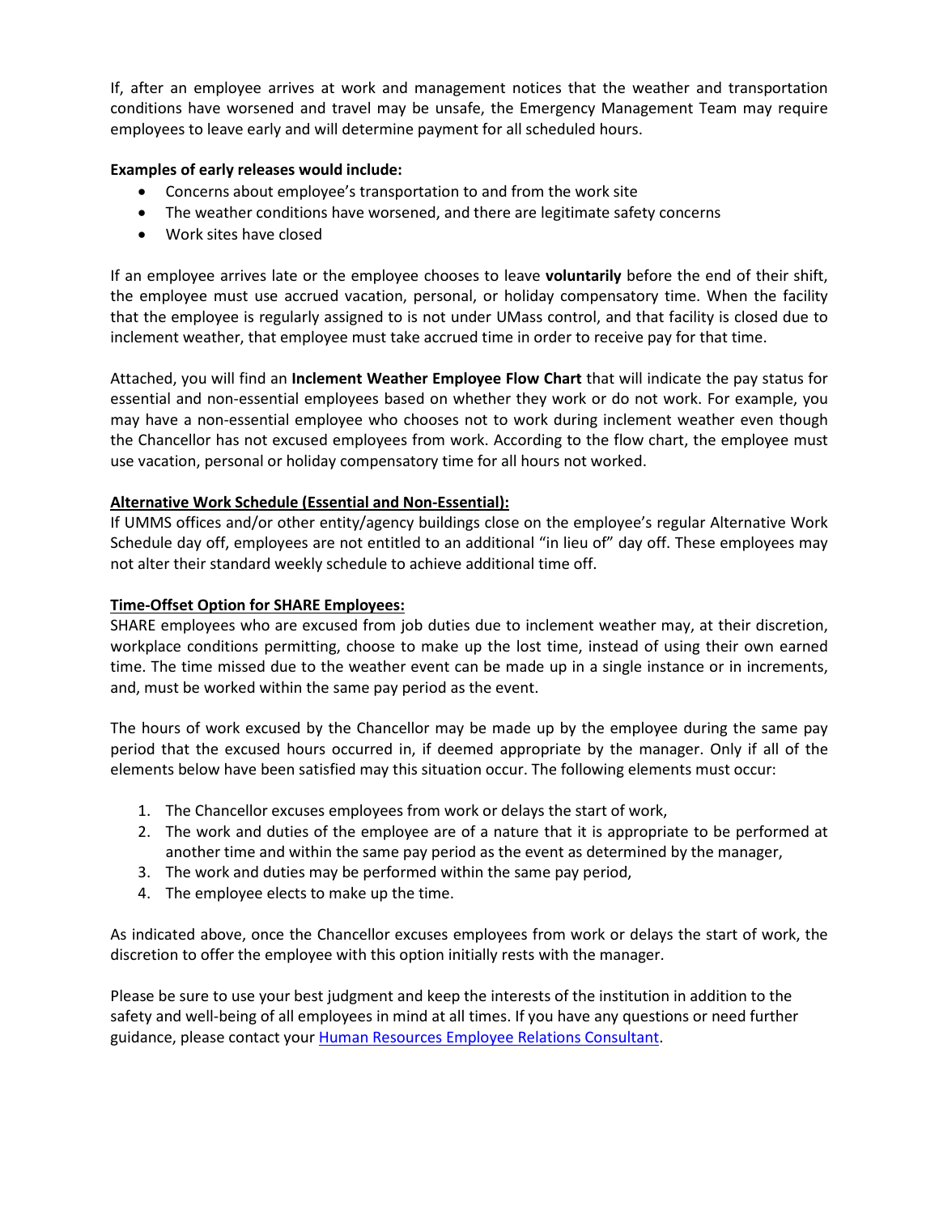If, after an employee arrives at work and management notices that the weather and transportation conditions have worsened and travel may be unsafe, the Emergency Management Team may require employees to leave early and will determine payment for all scheduled hours.

**Examples of early releases would include:**

- Concerns about employee's transportation to and from the work site
- The weather conditions have worsened, and there are legitimate safety concerns
- Work sites have closed

If an employee arrives late or the employee chooses to leave **voluntarily** before the end of their shift, the employee must use accrued vacation, personal, or holiday compensatory time. When the facility that the employee is regularly assigned to is not under UMass control, and that facility is closed due to inclement weather, that employee must take accrued time in order to receive pay for that time.

Attached, you will find an **Inclement Weather Employee Flow Chart** that will indicate the pay status for essential and non-essential employees based on whether they work or do not work. For example, you may have a non-essential employee who chooses not to work during inclement weather even though the Chancellor has not excused employees from work. According to the flow chart, the employee must use vacation, personal or holiday compensatory time for all hours not worked.

**Alternative Work Schedule (Essential and Non-Essential):**

If UMMS offices and/or other entity/agency buildings close on the employee's regular Alternative Work Schedule day off, employees are not entitled to an additional "in lieu of" day off. These employees may not alter their standard weekly schedule to achieve additional time off.

**Time-Offset Option for SHARE Employees:**

SHARE employees who are excused from job duties due to inclement weather may, at their discretion, workplace conditions permitting, choose to make up the lost time, instead of using their own earned time. The time missed due to the weather event can be made up in a single instance or in increments, and, must be worked within the same pay period as the event.

The hours of work excused by the Chancellor may be made up by the employee during the same pay period that the excused hours occurred in, if deemed appropriate by the manager. Only if all of the elements below have been satisfied may this situation occur. The following elements must occur:

1. The Chancellor excuses employees from work or delays the start of work,
2. The work and duties of the employee are of a nature that it is appropriate to be performed at another time and within the same pay period as the event as determined by the manager,
3. The work and duties may be performed within the same pay period,
4. The employee elects to make up the time.

As indicated above, once the Chancellor excuses employees from work or delays the start of work, the discretion to offer the employee with this option initially rests with the manager.

Please be sure to use your best judgment and keep the interests of the institution in addition to the safety and well-being of all employees in mind at all times. If you have any questions or need further guidance, please contact your Human Resources Employee Relations Consultant.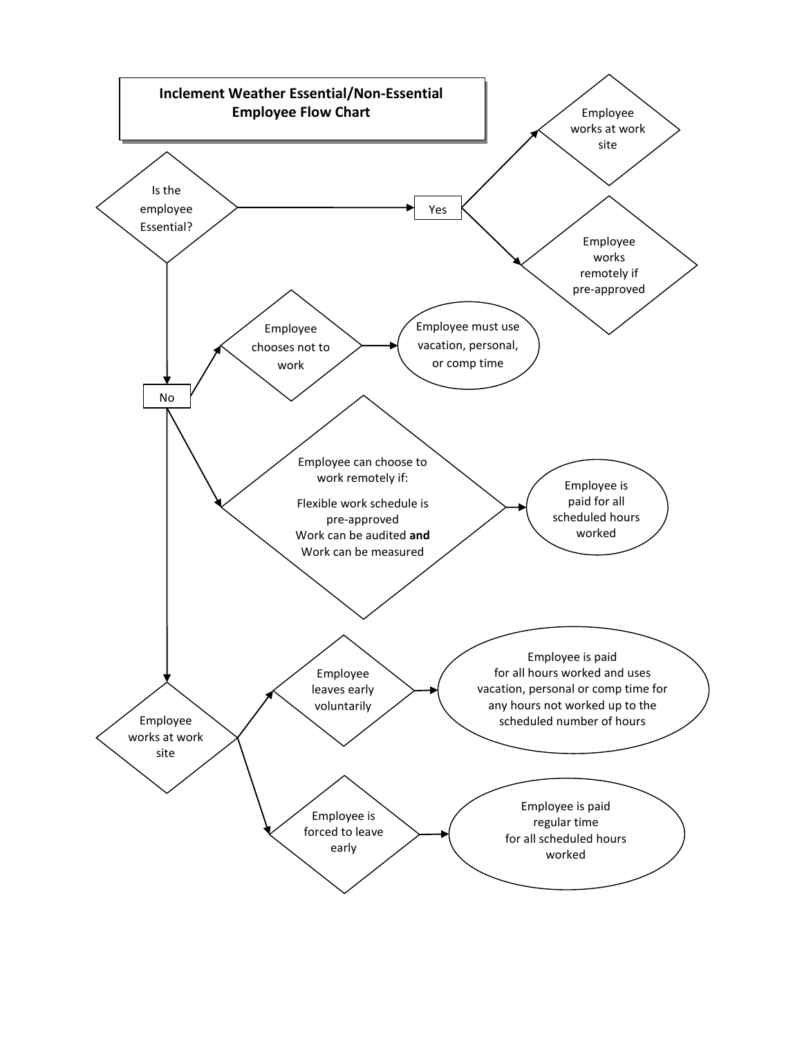# Inclement Weather Essential/Non-Essential Employee Flow Chart

Is the employee Essential?

Yes

Employee works at work site

Employee works remotely if pre-approved

No

Employee chooses not to work

Employee must use vacation, personal, or comp time

Employee can choose to work remotely if:

Flexible work schedule is pre-approved
Work can be audited **and**
Work can be measured

Employee is paid for all scheduled hours worked

Employee works at work site

Employee leaves early voluntarily

Employee is paid for all hours worked and uses vacation, personal or comp time for any hours not worked up to the scheduled number of hours

Employee is forced to leave early

Employee is paid regular time for all scheduled hours worked